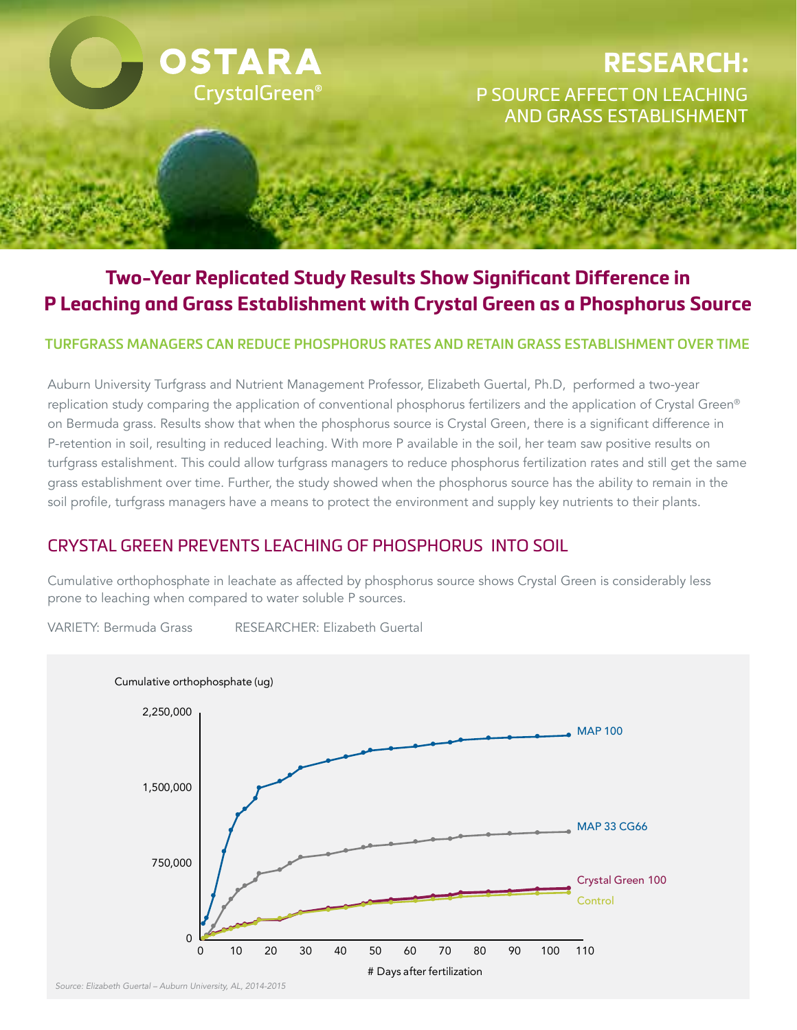OSTARA CrystalGreen®

# RESEARCH:

P SOURCE AFFECT ON LEACHING AND GRASS ESTABLISHMENT

## Two-Year Replicated Study Results Show Significant Difference in P Leaching and Grass Establishment with Crystal Green as a Phosphorus Source

### TURFGRASS MANAGERS CAN REDUCE PHOSPHORUS RATES AND RETAIN GRASS ESTABLISHMENT OVER TIME

Auburn University Turfgrass and Nutrient Management Professor, Elizabeth Guertal, Ph.D, performed a two-year replication study comparing the application of conventional phosphorus fertilizers and the application of Crystal Green® on Bermuda grass. Results show that when the phosphorus source is Crystal Green, there is a significant difference in P-retention in soil, resulting in reduced leaching. With more P available in the soil, her team saw positive results on turfgrass estalishment. This could allow turfgrass managers to reduce phosphorus fertilization rates and still get the same grass establishment over time. Further, the study showed when the phosphorus source has the ability to remain in the soil profile, turfgrass managers have a means to protect the environment and supply key nutrients to their plants.

## CRYSTAL GREEN PREVENTS LEACHING OF PHOSPHORUS INTO SOIL

Cumulative orthophosphate in leachate as affected by phosphorus source shows Crystal Green is considerably less prone to leaching when compared to water soluble P sources.

VARIETY: Bermuda Grass RESEARCHER: Elizabeth Guertal

Cumulative orthophosphate (ug)

Series: MAP 100, MAP 33 CG66, Crystal Green 100, Control

Y-axis: 0, 750,000, 1,500,000, 2,250,000

X-axis: # Days after fertilization (0–110)

*Source: Elizabeth Guertal – Auburn University, AL, 2014-2015*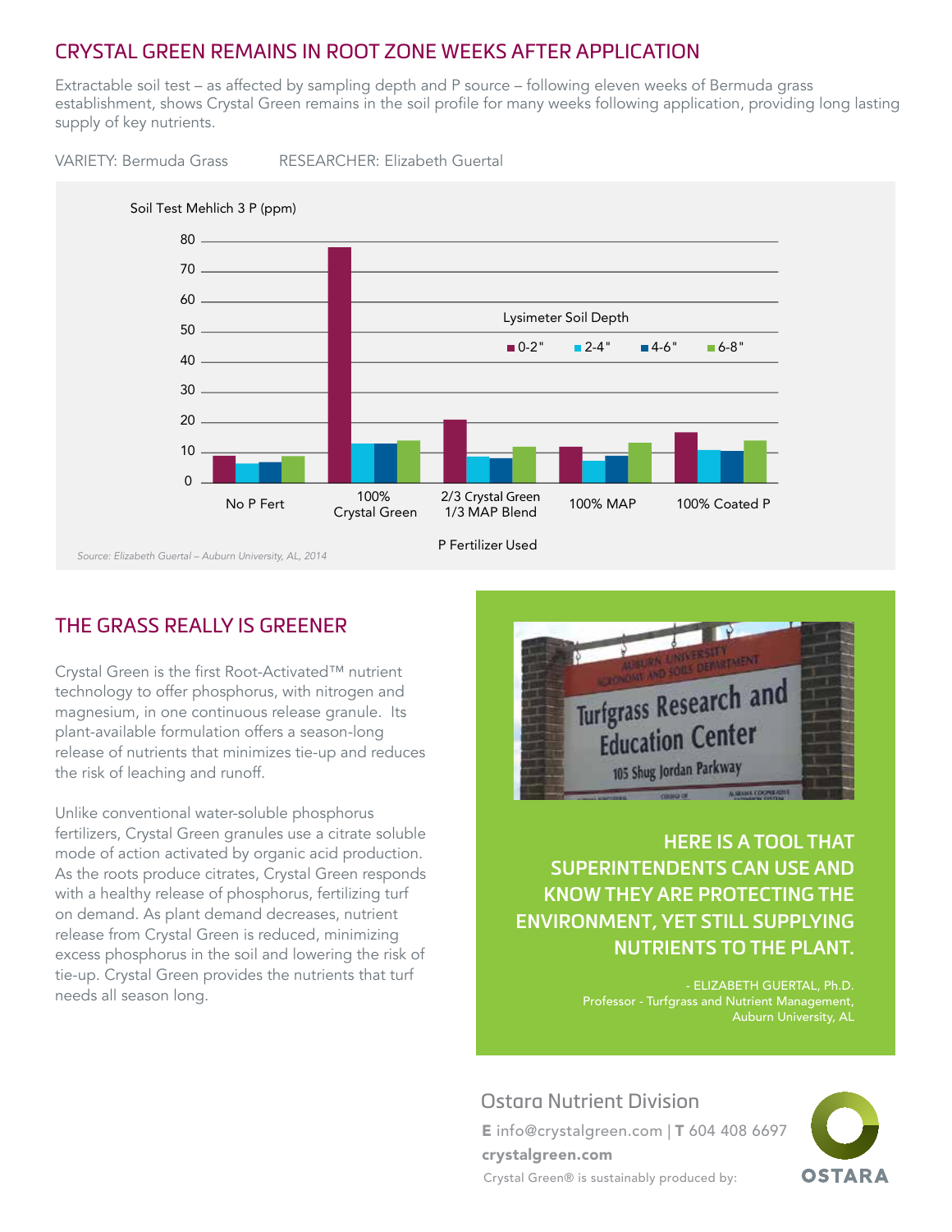## CRYSTAL GREEN REMAINS IN ROOT ZONE WEEKS AFTER APPLICATION

Extractable soil test – as affected by sampling depth and P source – following eleven weeks of Bermuda grass establishment, shows Crystal Green remains in the soil profile for many weeks following application, providing long lasting supply of key nutrients.

VARIETY: Bermuda Grass    RESEARCHER: Elizabeth Guertal

Soil Test Mehlich 3 P (ppm)

80
70
60
50
40
30
20
10
0

Lysimeter Soil Depth

0-2"  2-4"  4-6"  6-8"

No P Fert
100% Crystal Green
2/3 Crystal Green 1/3 MAP Blend
100% MAP
100% Coated P

P Fertilizer Used

*Source: Elizabeth Guertal – Auburn University, AL, 2014*

## THE GRASS REALLY IS GREENER

Crystal Green is the first Root-Activated™ nutrient technology to offer phosphorus, with nitrogen and magnesium, in one continuous release granule. Its plant-available formulation offers a season-long release of nutrients that minimizes tie-up and reduces the risk of leaching and runoff.

Unlike conventional water-soluble phosphorus fertilizers, Crystal Green granules use a citrate soluble mode of action activated by organic acid production. As the roots produce citrates, Crystal Green responds with a healthy release of phosphorus, fertilizing turf on demand. As plant demand decreases, nutrient release from Crystal Green is reduced, minimizing excess phosphorus in the soil and lowering the risk of tie-up. Crystal Green provides the nutrients that turf needs all season long.

**HERE IS A TOOL THAT SUPERINTENDENTS CAN USE AND KNOW THEY ARE PROTECTING THE ENVIRONMENT, YET STILL SUPPLYING NUTRIENTS TO THE PLANT.**

- ELIZABETH GUERTAL, Ph.D.
Professor - Turfgrass and Nutrient Management,
Auburn University, AL

Ostara Nutrient Division

**E** info@crystalgreen.com | **T** 604 408 6697

**crystalgreen.com**

Crystal Green® is sustainably produced by:

OSTARA